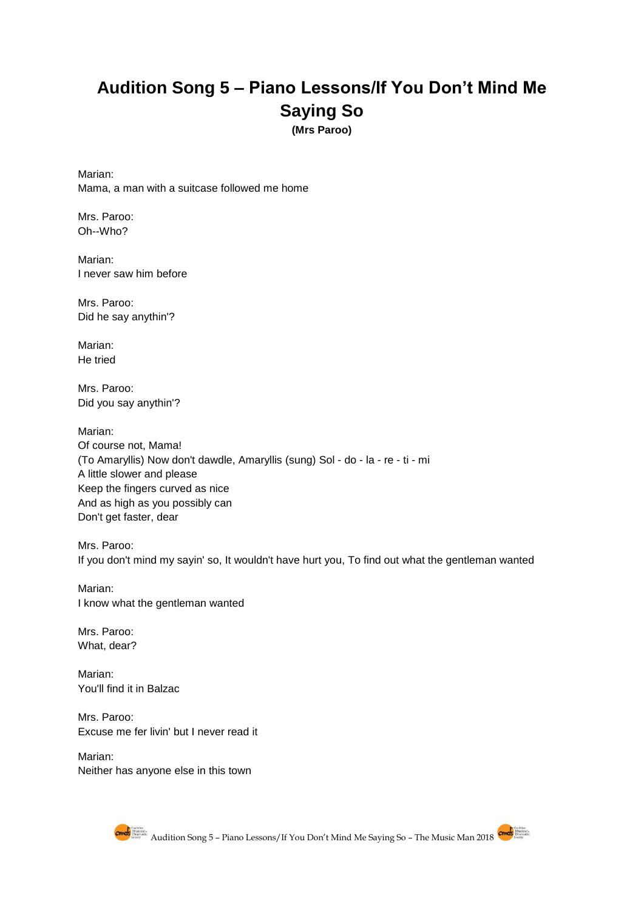# Audition Song 5 – Piano Lessons/If You Don't Mind Me Saying So

**(Mrs Paroo)**

Marian:
Mama, a man with a suitcase followed me home

Mrs. Paroo:
Oh--Who?

Marian:
I never saw him before

Mrs. Paroo:
Did he say anythin'?

Marian:
He tried

Mrs. Paroo:
Did you say anythin'?

Marian:
Of course not, Mama!
(To Amaryllis) Now don't dawdle, Amaryllis (sung) Sol - do - la - re - ti - mi
A little slower and please
Keep the fingers curved as nice
And as high as you possibly can
Don't get faster, dear

Mrs. Paroo:
If you don't mind my sayin' so, It wouldn't have hurt you, To find out what the gentleman wanted

Marian:
I know what the gentleman wanted

Mrs. Paroo:
What, dear?

Marian:
You'll find it in Balzac

Mrs. Paroo:
Excuse me fer livin' but I never read it

Marian:
Neither has anyone else in this town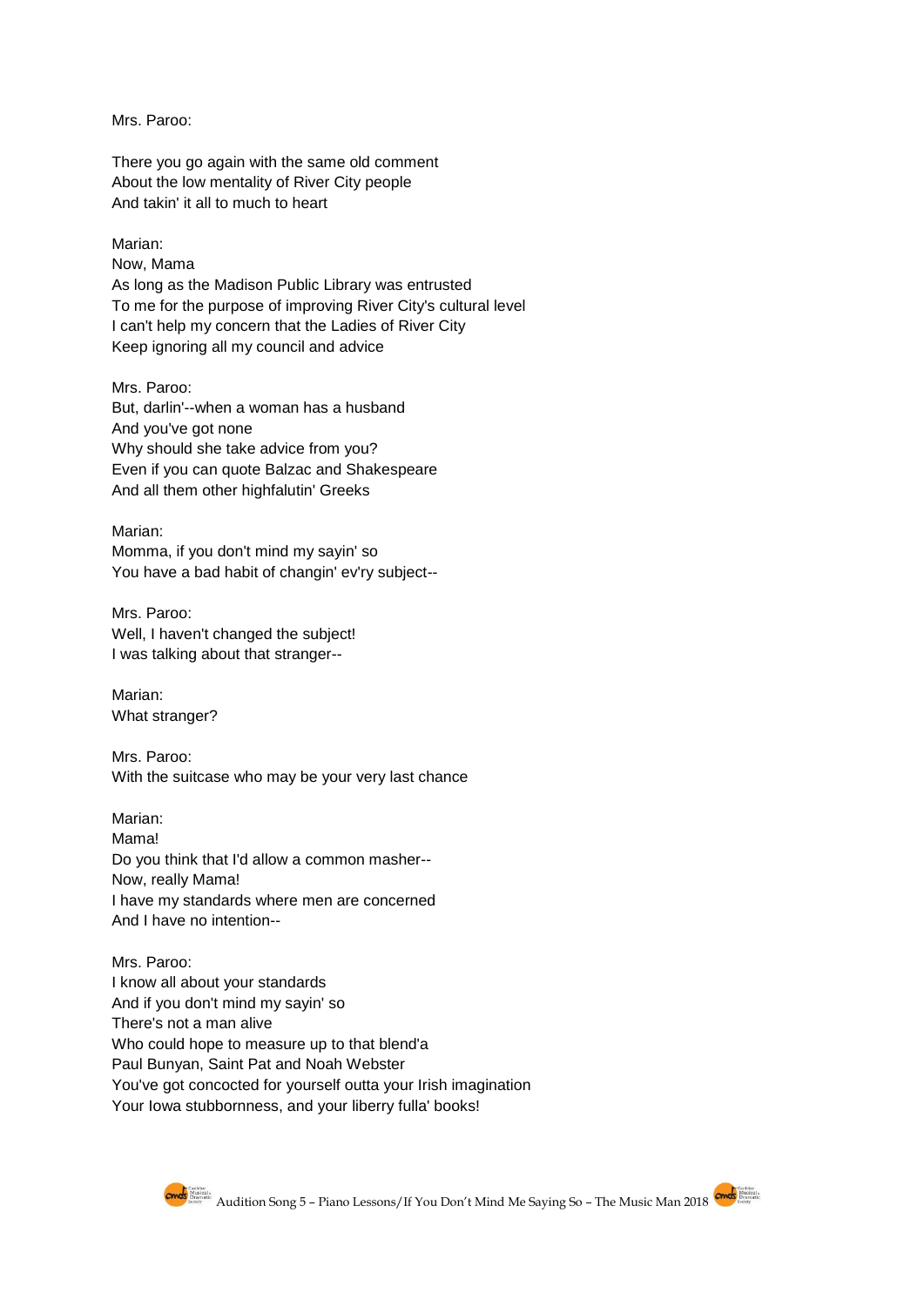Mrs. Paroo:

There you go again with the same old comment
About the low mentality of River City people
And takin' it all to much to heart

Marian:
Now, Mama
As long as the Madison Public Library was entrusted
To me for the purpose of improving River City's cultural level
I can't help my concern that the Ladies of River City
Keep ignoring all my council and advice

Mrs. Paroo:
But, darlin'--when a woman has a husband
And you've got none
Why should she take advice from you?
Even if you can quote Balzac and Shakespeare
And all them other highfalutin' Greeks

Marian:
Momma, if you don't mind my sayin' so
You have a bad habit of changin' ev'ry subject--

Mrs. Paroo:
Well, I haven't changed the subject!
I was talking about that stranger--

Marian:
What stranger?

Mrs. Paroo:
With the suitcase who may be your very last chance

Marian:
Mama!
Do you think that I'd allow a common masher--
Now, really Mama!
I have my standards where men are concerned
And I have no intention--

Mrs. Paroo:
I know all about your standards
And if you don't mind my sayin' so
There's not a man alive
Who could hope to measure up to that blend'a
Paul Bunyan, Saint Pat and Noah Webster
You've got concocted for yourself outta your Irish imagination
Your Iowa stubbornness, and your liberry fulla' books!